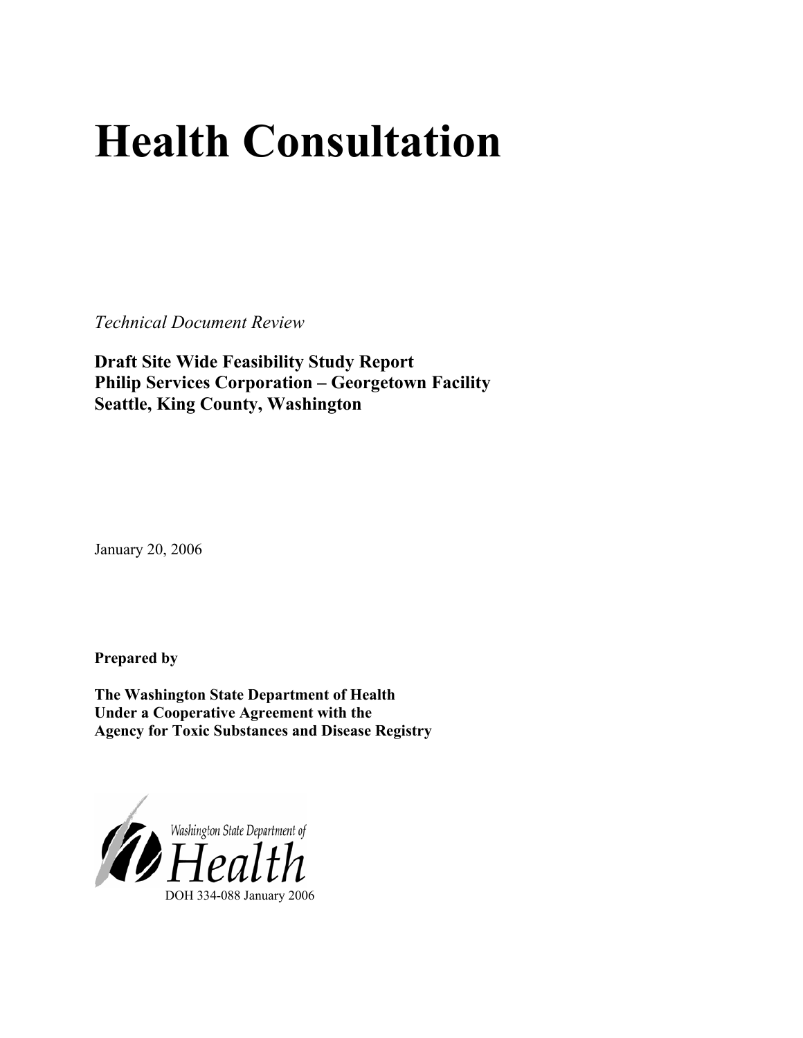# Health Consultation

*Technical Document Review*

**Draft Site Wide Feasibility Study Report**
**Philip Services Corporation – Georgetown Facility**
**Seattle, King County, Washington**

January 20, 2006

**Prepared by**

**The Washington State Department of Health**
**Under a Cooperative Agreement with the**
**Agency for Toxic Substances and Disease Registry**

Washington State Department of Health

DOH 334-088 January 2006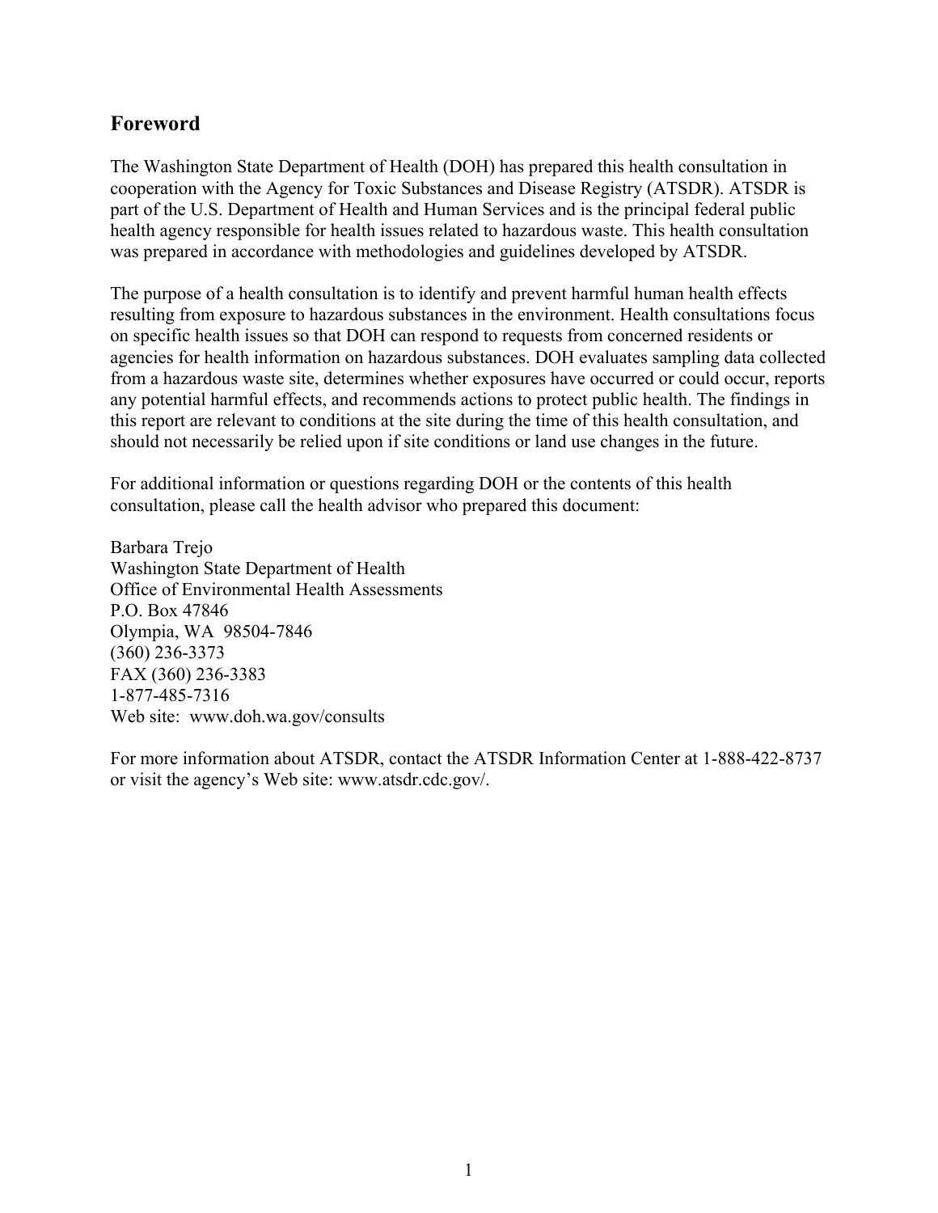## Foreword

The Washington State Department of Health (DOH) has prepared this health consultation in cooperation with the Agency for Toxic Substances and Disease Registry (ATSDR). ATSDR is part of the U.S. Department of Health and Human Services and is the principal federal public health agency responsible for health issues related to hazardous waste. This health consultation was prepared in accordance with methodologies and guidelines developed by ATSDR.

The purpose of a health consultation is to identify and prevent harmful human health effects resulting from exposure to hazardous substances in the environment. Health consultations focus on specific health issues so that DOH can respond to requests from concerned residents or agencies for health information on hazardous substances. DOH evaluates sampling data collected from a hazardous waste site, determines whether exposures have occurred or could occur, reports any potential harmful effects, and recommends actions to protect public health. The findings in this report are relevant to conditions at the site during the time of this health consultation, and should not necessarily be relied upon if site conditions or land use changes in the future.

For additional information or questions regarding DOH or the contents of this health consultation, please call the health advisor who prepared this document:

Barbara Trejo
Washington State Department of Health
Office of Environmental Health Assessments
P.O. Box 47846
Olympia, WA 98504-7846
(360) 236-3373
FAX (360) 236-3383
1-877-485-7316
Web site: www.doh.wa.gov/consults

For more information about ATSDR, contact the ATSDR Information Center at 1-888-422-8737 or visit the agency's Web site: www.atsdr.cdc.gov/.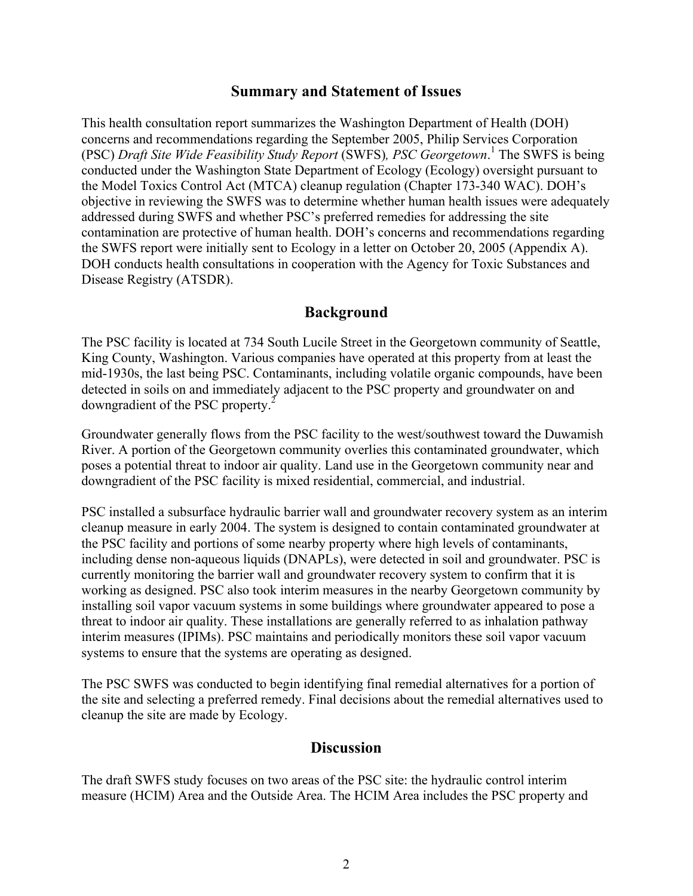## Summary and Statement of Issues

This health consultation report summarizes the Washington Department of Health (DOH) concerns and recommendations regarding the September 2005, Philip Services Corporation (PSC) *Draft Site Wide Feasibility Study Report* (SWFS)*, PSC Georgetown*.[1] The SWFS is being conducted under the Washington State Department of Ecology (Ecology) oversight pursuant to the Model Toxics Control Act (MTCA) cleanup regulation (Chapter 173-340 WAC). DOH's objective in reviewing the SWFS was to determine whether human health issues were adequately addressed during SWFS and whether PSC's preferred remedies for addressing the site contamination are protective of human health. DOH's concerns and recommendations regarding the SWFS report were initially sent to Ecology in a letter on October 20, 2005 (Appendix A). DOH conducts health consultations in cooperation with the Agency for Toxic Substances and Disease Registry (ATSDR).

## Background

The PSC facility is located at 734 South Lucile Street in the Georgetown community of Seattle, King County, Washington. Various companies have operated at this property from at least the mid-1930s, the last being PSC. Contaminants, including volatile organic compounds, have been detected in soils on and immediately adjacent to the PSC property and groundwater on and downgradient of the PSC property.[2]

Groundwater generally flows from the PSC facility to the west/southwest toward the Duwamish River. A portion of the Georgetown community overlies this contaminated groundwater, which poses a potential threat to indoor air quality. Land use in the Georgetown community near and downgradient of the PSC facility is mixed residential, commercial, and industrial.

PSC installed a subsurface hydraulic barrier wall and groundwater recovery system as an interim cleanup measure in early 2004. The system is designed to contain contaminated groundwater at the PSC facility and portions of some nearby property where high levels of contaminants, including dense non-aqueous liquids (DNAPLs), were detected in soil and groundwater. PSC is currently monitoring the barrier wall and groundwater recovery system to confirm that it is working as designed. PSC also took interim measures in the nearby Georgetown community by installing soil vapor vacuum systems in some buildings where groundwater appeared to pose a threat to indoor air quality. These installations are generally referred to as inhalation pathway interim measures (IPIMs). PSC maintains and periodically monitors these soil vapor vacuum systems to ensure that the systems are operating as designed.

The PSC SWFS was conducted to begin identifying final remedial alternatives for a portion of the site and selecting a preferred remedy. Final decisions about the remedial alternatives used to cleanup the site are made by Ecology.

## Discussion

The draft SWFS study focuses on two areas of the PSC site: the hydraulic control interim measure (HCIM) Area and the Outside Area. The HCIM Area includes the PSC property and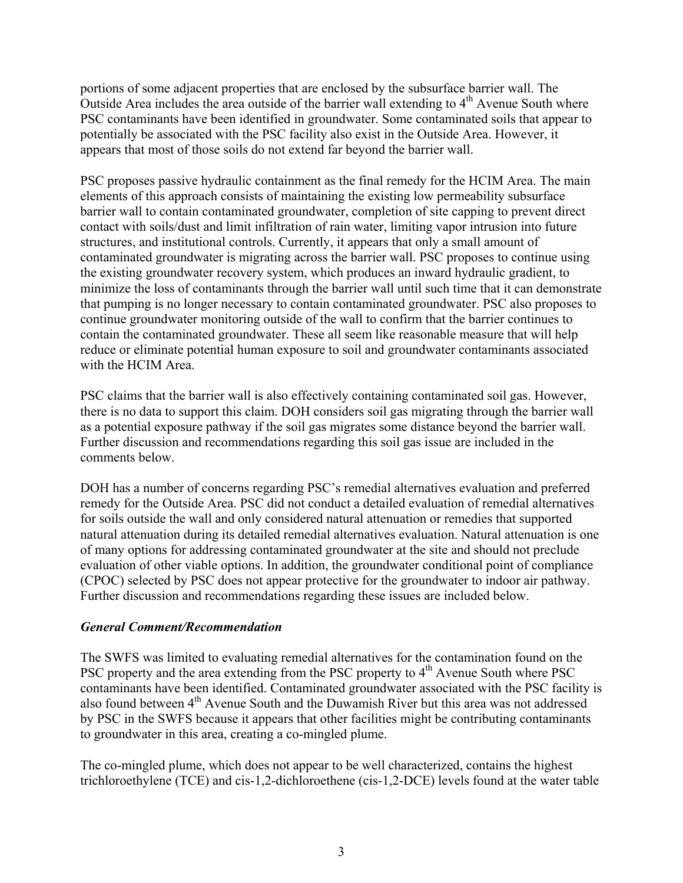portions of some adjacent properties that are enclosed by the subsurface barrier wall. The Outside Area includes the area outside of the barrier wall extending to 4[th] Avenue South where PSC contaminants have been identified in groundwater. Some contaminated soils that appear to potentially be associated with the PSC facility also exist in the Outside Area. However, it appears that most of those soils do not extend far beyond the barrier wall.

PSC proposes passive hydraulic containment as the final remedy for the HCIM Area. The main elements of this approach consists of maintaining the existing low permeability subsurface barrier wall to contain contaminated groundwater, completion of site capping to prevent direct contact with soils/dust and limit infiltration of rain water, limiting vapor intrusion into future structures, and institutional controls. Currently, it appears that only a small amount of contaminated groundwater is migrating across the barrier wall. PSC proposes to continue using the existing groundwater recovery system, which produces an inward hydraulic gradient, to minimize the loss of contaminants through the barrier wall until such time that it can demonstrate that pumping is no longer necessary to contain contaminated groundwater. PSC also proposes to continue groundwater monitoring outside of the wall to confirm that the barrier continues to contain the contaminated groundwater. These all seem like reasonable measure that will help reduce or eliminate potential human exposure to soil and groundwater contaminants associated with the HCIM Area.

PSC claims that the barrier wall is also effectively containing contaminated soil gas. However, there is no data to support this claim. DOH considers soil gas migrating through the barrier wall as a potential exposure pathway if the soil gas migrates some distance beyond the barrier wall. Further discussion and recommendations regarding this soil gas issue are included in the comments below.

DOH has a number of concerns regarding PSC's remedial alternatives evaluation and preferred remedy for the Outside Area. PSC did not conduct a detailed evaluation of remedial alternatives for soils outside the wall and only considered natural attenuation or remedies that supported natural attenuation during its detailed remedial alternatives evaluation. Natural attenuation is one of many options for addressing contaminated groundwater at the site and should not preclude evaluation of other viable options. In addition, the groundwater conditional point of compliance (CPOC) selected by PSC does not appear protective for the groundwater to indoor air pathway. Further discussion and recommendations regarding these issues are included below.

### *General Comment/Recommendation*

The SWFS was limited to evaluating remedial alternatives for the contamination found on the PSC property and the area extending from the PSC property to 4[th] Avenue South where PSC contaminants have been identified. Contaminated groundwater associated with the PSC facility is also found between 4[th] Avenue South and the Duwamish River but this area was not addressed by PSC in the SWFS because it appears that other facilities might be contributing contaminants to groundwater in this area, creating a co-mingled plume.

The co-mingled plume, which does not appear to be well characterized, contains the highest trichloroethylene (TCE) and cis-1,2-dichloroethene (cis-1,2-DCE) levels found at the water table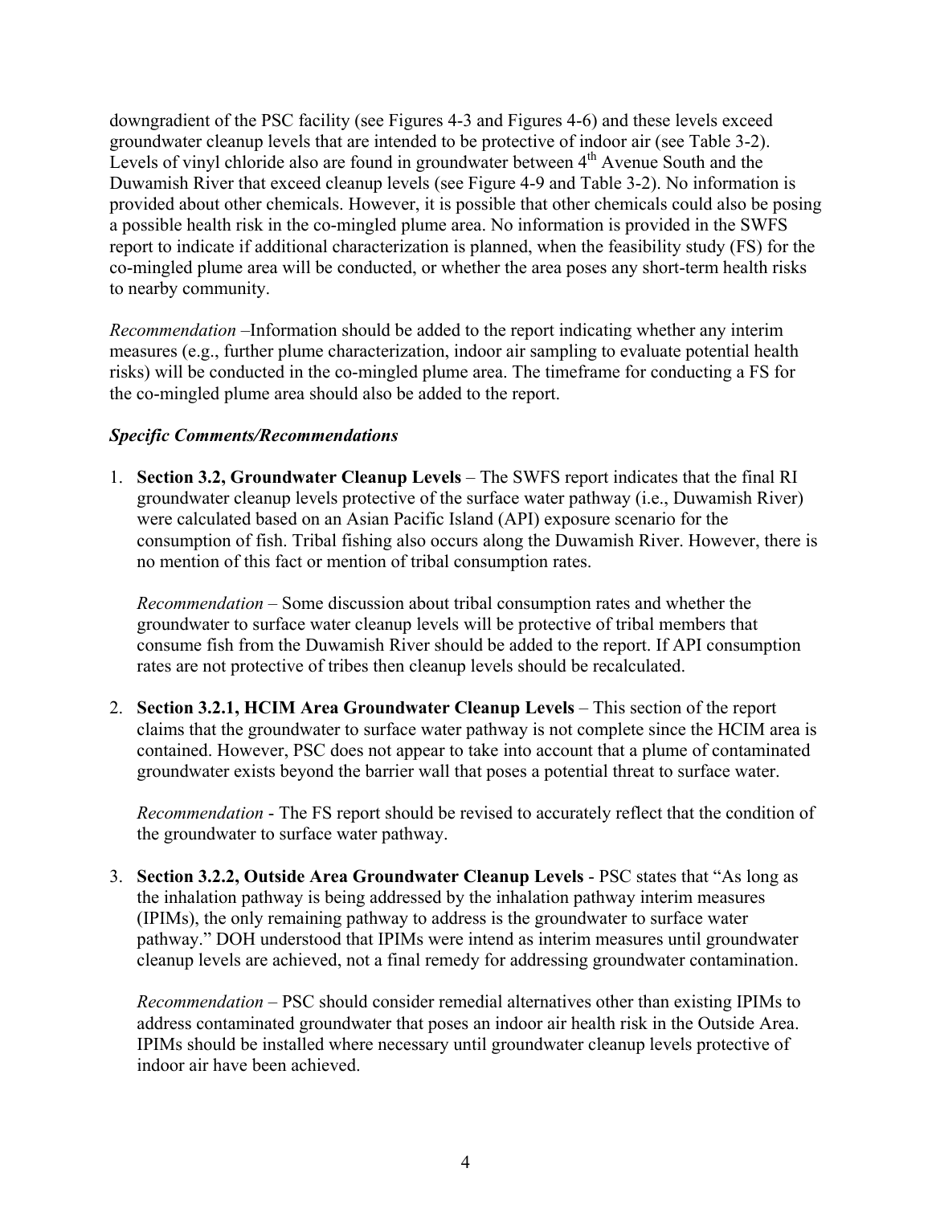downgradient of the PSC facility (see Figures 4-3 and Figures 4-6) and these levels exceed groundwater cleanup levels that are intended to be protective of indoor air (see Table 3-2). Levels of vinyl chloride also are found in groundwater between 4$^{th}$ Avenue South and the Duwamish River that exceed cleanup levels (see Figure 4-9 and Table 3-2). No information is provided about other chemicals. However, it is possible that other chemicals could also be posing a possible health risk in the co-mingled plume area. No information is provided in the SWFS report to indicate if additional characterization is planned, when the feasibility study (FS) for the co-mingled plume area will be conducted, or whether the area poses any short-term health risks to nearby community.

*Recommendation* –Information should be added to the report indicating whether any interim measures (e.g., further plume characterization, indoor air sampling to evaluate potential health risks) will be conducted in the co-mingled plume area. The timeframe for conducting a FS for the co-mingled plume area should also be added to the report.

### *Specific Comments/Recommendations*

1. **Section 3.2, Groundwater Cleanup Levels** – The SWFS report indicates that the final RI groundwater cleanup levels protective of the surface water pathway (i.e., Duwamish River) were calculated based on an Asian Pacific Island (API) exposure scenario for the consumption of fish. Tribal fishing also occurs along the Duwamish River. However, there is no mention of this fact or mention of tribal consumption rates.

   *Recommendation* – Some discussion about tribal consumption rates and whether the groundwater to surface water cleanup levels will be protective of tribal members that consume fish from the Duwamish River should be added to the report. If API consumption rates are not protective of tribes then cleanup levels should be recalculated.

2. **Section 3.2.1, HCIM Area Groundwater Cleanup Levels** – This section of the report claims that the groundwater to surface water pathway is not complete since the HCIM area is contained. However, PSC does not appear to take into account that a plume of contaminated groundwater exists beyond the barrier wall that poses a potential threat to surface water.

   *Recommendation* - The FS report should be revised to accurately reflect that the condition of the groundwater to surface water pathway.

3. **Section 3.2.2, Outside Area Groundwater Cleanup Levels** - PSC states that "As long as the inhalation pathway is being addressed by the inhalation pathway interim measures (IPIMs), the only remaining pathway to address is the groundwater to surface water pathway." DOH understood that IPIMs were intend as interim measures until groundwater cleanup levels are achieved, not a final remedy for addressing groundwater contamination.

   *Recommendation* – PSC should consider remedial alternatives other than existing IPIMs to address contaminated groundwater that poses an indoor air health risk in the Outside Area. IPIMs should be installed where necessary until groundwater cleanup levels protective of indoor air have been achieved.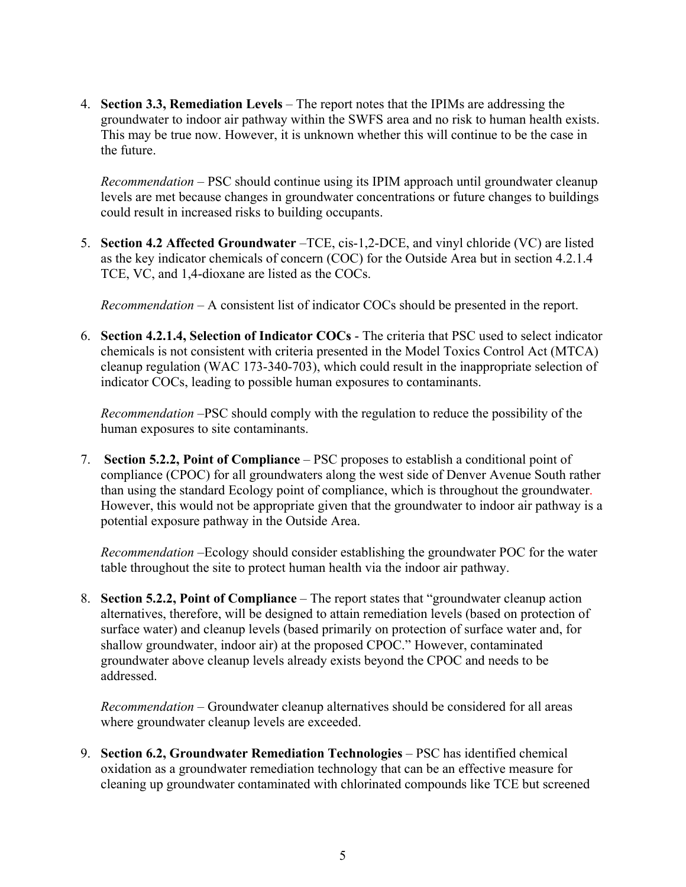4. **Section 3.3, Remediation Levels** – The report notes that the IPIMs are addressing the groundwater to indoor air pathway within the SWFS area and no risk to human health exists. This may be true now. However, it is unknown whether this will continue to be the case in the future.

   *Recommendation* – PSC should continue using its IPIM approach until groundwater cleanup levels are met because changes in groundwater concentrations or future changes to buildings could result in increased risks to building occupants.

5. **Section 4.2 Affected Groundwater** –TCE, cis-1,2-DCE, and vinyl chloride (VC) are listed as the key indicator chemicals of concern (COC) for the Outside Area but in section 4.2.1.4 TCE, VC, and 1,4-dioxane are listed as the COCs.

   *Recommendation* – A consistent list of indicator COCs should be presented in the report.

6. **Section 4.2.1.4, Selection of Indicator COCs** - The criteria that PSC used to select indicator chemicals is not consistent with criteria presented in the Model Toxics Control Act (MTCA) cleanup regulation (WAC 173-340-703), which could result in the inappropriate selection of indicator COCs, leading to possible human exposures to contaminants.

   *Recommendation* –PSC should comply with the regulation to reduce the possibility of the human exposures to site contaminants.

7. **Section 5.2.2, Point of Compliance** – PSC proposes to establish a conditional point of compliance (CPOC) for all groundwaters along the west side of Denver Avenue South rather than using the standard Ecology point of compliance, which is throughout the groundwater. However, this would not be appropriate given that the groundwater to indoor air pathway is a potential exposure pathway in the Outside Area.

   *Recommendation* –Ecology should consider establishing the groundwater POC for the water table throughout the site to protect human health via the indoor air pathway.

8. **Section 5.2.2, Point of Compliance** – The report states that "groundwater cleanup action alternatives, therefore, will be designed to attain remediation levels (based on protection of surface water) and cleanup levels (based primarily on protection of surface water and, for shallow groundwater, indoor air) at the proposed CPOC." However, contaminated groundwater above cleanup levels already exists beyond the CPOC and needs to be addressed.

   *Recommendation* – Groundwater cleanup alternatives should be considered for all areas where groundwater cleanup levels are exceeded.

9. **Section 6.2, Groundwater Remediation Technologies** – PSC has identified chemical oxidation as a groundwater remediation technology that can be an effective measure for cleaning up groundwater contaminated with chlorinated compounds like TCE but screened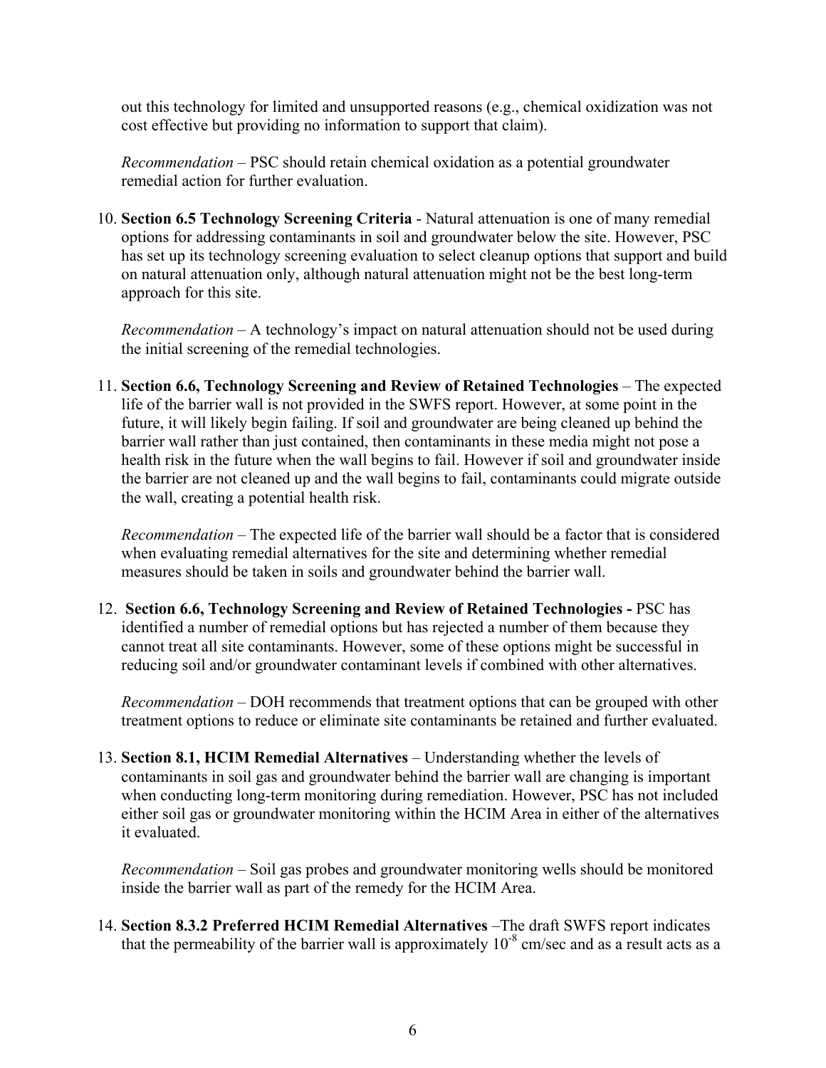out this technology for limited and unsupported reasons (e.g., chemical oxidization was not cost effective but providing no information to support that claim).

*Recommendation* – PSC should retain chemical oxidation as a potential groundwater remedial action for further evaluation.

10. **Section 6.5 Technology Screening Criteria** - Natural attenuation is one of many remedial options for addressing contaminants in soil and groundwater below the site. However, PSC has set up its technology screening evaluation to select cleanup options that support and build on natural attenuation only, although natural attenuation might not be the best long-term approach for this site.

    *Recommendation* – A technology's impact on natural attenuation should not be used during the initial screening of the remedial technologies.

11. **Section 6.6, Technology Screening and Review of Retained Technologies** – The expected life of the barrier wall is not provided in the SWFS report. However, at some point in the future, it will likely begin failing. If soil and groundwater are being cleaned up behind the barrier wall rather than just contained, then contaminants in these media might not pose a health risk in the future when the wall begins to fail. However if soil and groundwater inside the barrier are not cleaned up and the wall begins to fail, contaminants could migrate outside the wall, creating a potential health risk.

    *Recommendation* – The expected life of the barrier wall should be a factor that is considered when evaluating remedial alternatives for the site and determining whether remedial measures should be taken in soils and groundwater behind the barrier wall.

12. **Section 6.6, Technology Screening and Review of Retained Technologies -** PSC has identified a number of remedial options but has rejected a number of them because they cannot treat all site contaminants. However, some of these options might be successful in reducing soil and/or groundwater contaminant levels if combined with other alternatives.

    *Recommendation* – DOH recommends that treatment options that can be grouped with other treatment options to reduce or eliminate site contaminants be retained and further evaluated.

13. **Section 8.1, HCIM Remedial Alternatives** – Understanding whether the levels of contaminants in soil gas and groundwater behind the barrier wall are changing is important when conducting long-term monitoring during remediation. However, PSC has not included either soil gas or groundwater monitoring within the HCIM Area in either of the alternatives it evaluated.

    *Recommendation* – Soil gas probes and groundwater monitoring wells should be monitored inside the barrier wall as part of the remedy for the HCIM Area.

14. **Section 8.3.2 Preferred HCIM Remedial Alternatives** –The draft SWFS report indicates that the permeability of the barrier wall is approximately $10^{-8}$ cm/sec and as a result acts as a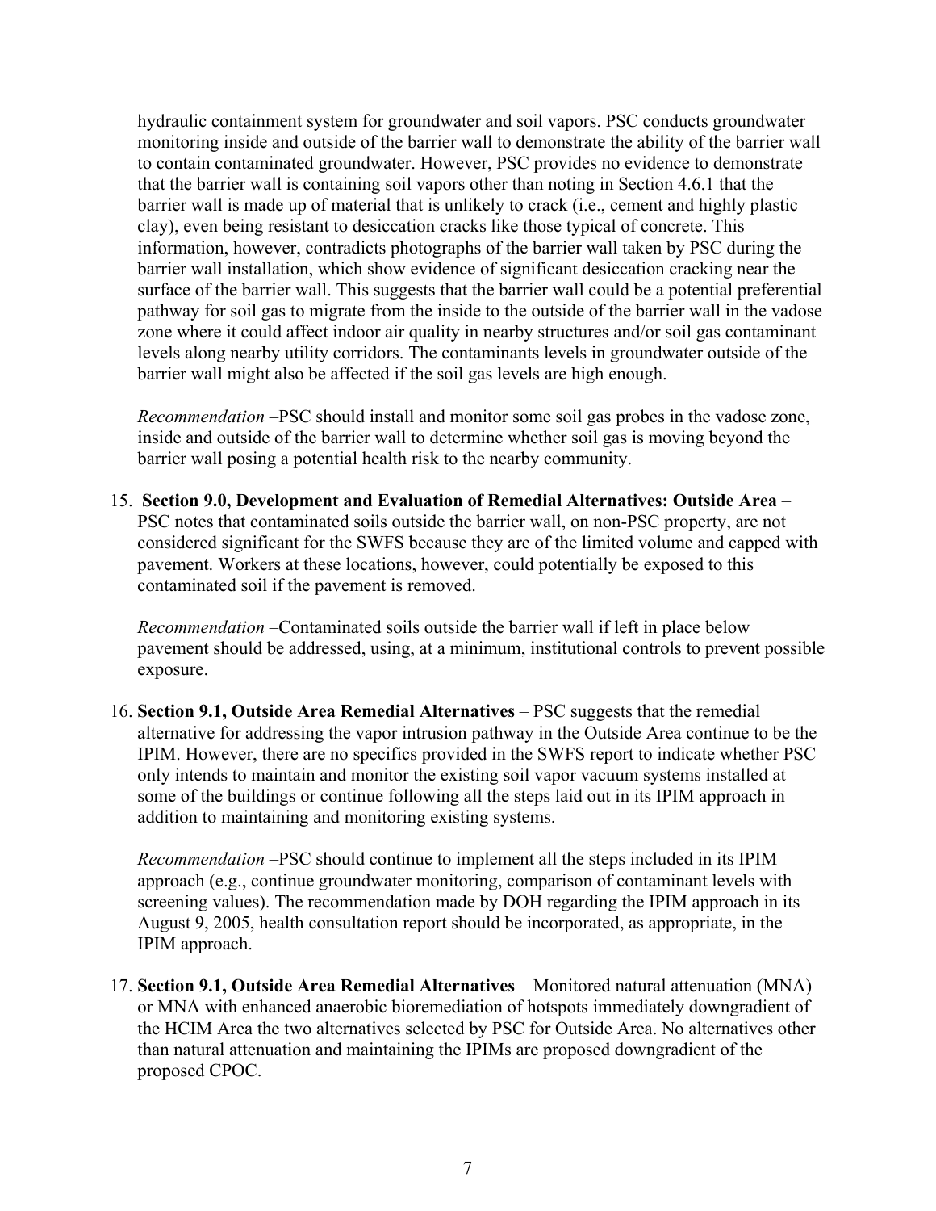hydraulic containment system for groundwater and soil vapors. PSC conducts groundwater monitoring inside and outside of the barrier wall to demonstrate the ability of the barrier wall to contain contaminated groundwater. However, PSC provides no evidence to demonstrate that the barrier wall is containing soil vapors other than noting in Section 4.6.1 that the barrier wall is made up of material that is unlikely to crack (i.e., cement and highly plastic clay), even being resistant to desiccation cracks like those typical of concrete. This information, however, contradicts photographs of the barrier wall taken by PSC during the barrier wall installation, which show evidence of significant desiccation cracking near the surface of the barrier wall. This suggests that the barrier wall could be a potential preferential pathway for soil gas to migrate from the inside to the outside of the barrier wall in the vadose zone where it could affect indoor air quality in nearby structures and/or soil gas contaminant levels along nearby utility corridors. The contaminants levels in groundwater outside of the barrier wall might also be affected if the soil gas levels are high enough.

*Recommendation* –PSC should install and monitor some soil gas probes in the vadose zone, inside and outside of the barrier wall to determine whether soil gas is moving beyond the barrier wall posing a potential health risk to the nearby community.

15. **Section 9.0, Development and Evaluation of Remedial Alternatives: Outside Area** – PSC notes that contaminated soils outside the barrier wall, on non-PSC property, are not considered significant for the SWFS because they are of the limited volume and capped with pavement. Workers at these locations, however, could potentially be exposed to this contaminated soil if the pavement is removed.

    *Recommendation* –Contaminated soils outside the barrier wall if left in place below pavement should be addressed, using, at a minimum, institutional controls to prevent possible exposure.

16. **Section 9.1, Outside Area Remedial Alternatives** – PSC suggests that the remedial alternative for addressing the vapor intrusion pathway in the Outside Area continue to be the IPIM. However, there are no specifics provided in the SWFS report to indicate whether PSC only intends to maintain and monitor the existing soil vapor vacuum systems installed at some of the buildings or continue following all the steps laid out in its IPIM approach in addition to maintaining and monitoring existing systems.

    *Recommendation* –PSC should continue to implement all the steps included in its IPIM approach (e.g., continue groundwater monitoring, comparison of contaminant levels with screening values). The recommendation made by DOH regarding the IPIM approach in its August 9, 2005, health consultation report should be incorporated, as appropriate, in the IPIM approach.

17. **Section 9.1, Outside Area Remedial Alternatives** – Monitored natural attenuation (MNA) or MNA with enhanced anaerobic bioremediation of hotspots immediately downgradient of the HCIM Area the two alternatives selected by PSC for Outside Area. No alternatives other than natural attenuation and maintaining the IPIMs are proposed downgradient of the proposed CPOC.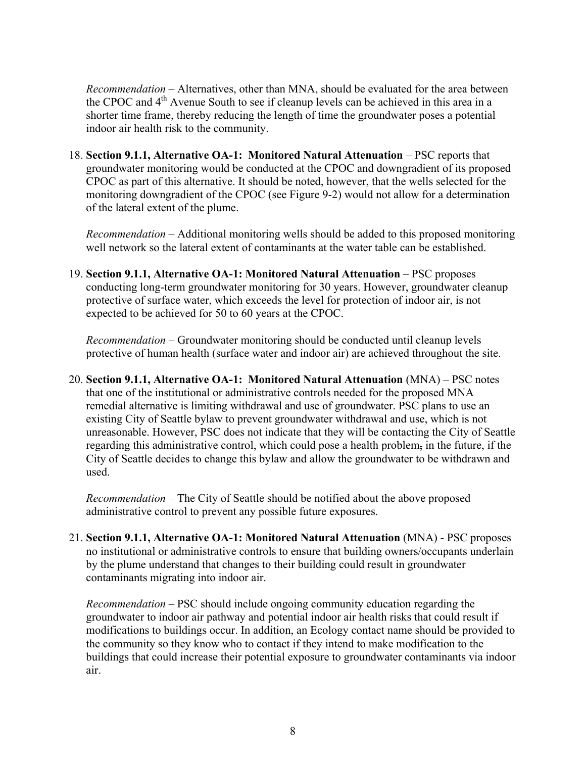*Recommendation* – Alternatives, other than MNA, should be evaluated for the area between the CPOC and 4th Avenue South to see if cleanup levels can be achieved in this area in a shorter time frame, thereby reducing the length of time the groundwater poses a potential indoor air health risk to the community.

18. **Section 9.1.1, Alternative OA-1: Monitored Natural Attenuation** – PSC reports that groundwater monitoring would be conducted at the CPOC and downgradient of its proposed CPOC as part of this alternative. It should be noted, however, that the wells selected for the monitoring downgradient of the CPOC (see Figure 9-2) would not allow for a determination of the lateral extent of the plume.

   *Recommendation* – Additional monitoring wells should be added to this proposed monitoring well network so the lateral extent of contaminants at the water table can be established.

19. **Section 9.1.1, Alternative OA-1: Monitored Natural Attenuation** – PSC proposes conducting long-term groundwater monitoring for 30 years. However, groundwater cleanup protective of surface water, which exceeds the level for protection of indoor air, is not expected to be achieved for 50 to 60 years at the CPOC.

   *Recommendation* – Groundwater monitoring should be conducted until cleanup levels protective of human health (surface water and indoor air) are achieved throughout the site.

20. **Section 9.1.1, Alternative OA-1: Monitored Natural Attenuation** (MNA) – PSC notes that one of the institutional or administrative controls needed for the proposed MNA remedial alternative is limiting withdrawal and use of groundwater. PSC plans to use an existing City of Seattle bylaw to prevent groundwater withdrawal and use, which is not unreasonable. However, PSC does not indicate that they will be contacting the City of Seattle regarding this administrative control, which could pose a health problem~~,~~ in the future, if the City of Seattle decides to change this bylaw and allow the groundwater to be withdrawn and used.

   *Recommendation* – The City of Seattle should be notified about the above proposed administrative control to prevent any possible future exposures.

21. **Section 9.1.1, Alternative OA-1: Monitored Natural Attenuation** (MNA) - PSC proposes no institutional or administrative controls to ensure that building owners/occupants underlain by the plume understand that changes to their building could result in groundwater contaminants migrating into indoor air.

   *Recommendation* – PSC should include ongoing community education regarding the groundwater to indoor air pathway and potential indoor air health risks that could result if modifications to buildings occur. In addition, an Ecology contact name should be provided to the community so they know who to contact if they intend to make modification to the buildings that could increase their potential exposure to groundwater contaminants via indoor air.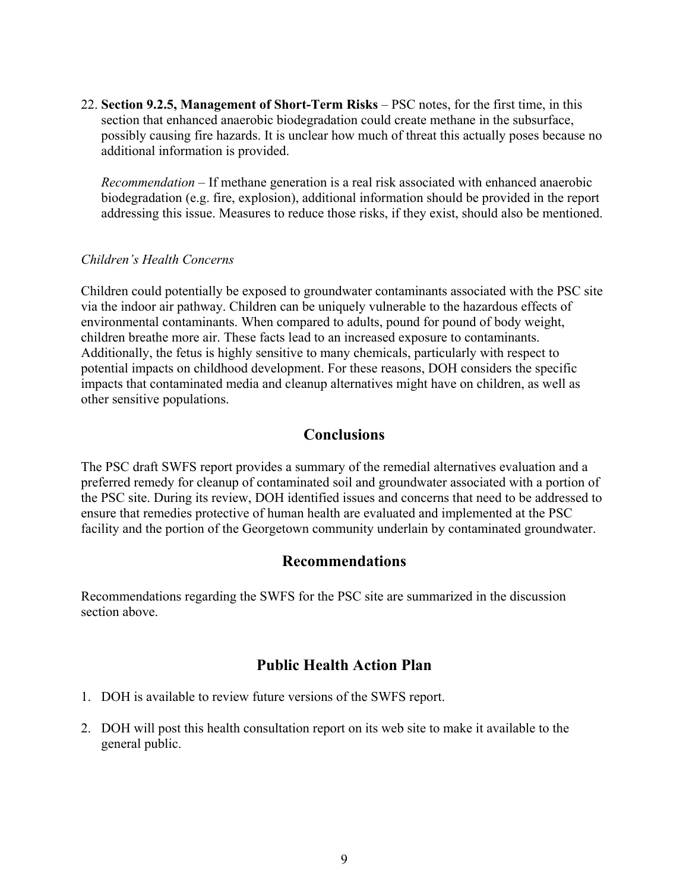22. **Section 9.2.5, Management of Short-Term Risks** – PSC notes, for the first time, in this section that enhanced anaerobic biodegradation could create methane in the subsurface, possibly causing fire hazards. It is unclear how much of threat this actually poses because no additional information is provided.

    *Recommendation* – If methane generation is a real risk associated with enhanced anaerobic biodegradation (e.g. fire, explosion), additional information should be provided in the report addressing this issue. Measures to reduce those risks, if they exist, should also be mentioned.

*Children's Health Concerns*

Children could potentially be exposed to groundwater contaminants associated with the PSC site via the indoor air pathway. Children can be uniquely vulnerable to the hazardous effects of environmental contaminants. When compared to adults, pound for pound of body weight, children breathe more air. These facts lead to an increased exposure to contaminants. Additionally, the fetus is highly sensitive to many chemicals, particularly with respect to potential impacts on childhood development. For these reasons, DOH considers the specific impacts that contaminated media and cleanup alternatives might have on children, as well as other sensitive populations.

## Conclusions

The PSC draft SWFS report provides a summary of the remedial alternatives evaluation and a preferred remedy for cleanup of contaminated soil and groundwater associated with a portion of the PSC site. During its review, DOH identified issues and concerns that need to be addressed to ensure that remedies protective of human health are evaluated and implemented at the PSC facility and the portion of the Georgetown community underlain by contaminated groundwater.

## Recommendations

Recommendations regarding the SWFS for the PSC site are summarized in the discussion section above.

## Public Health Action Plan

1. DOH is available to review future versions of the SWFS report.

2. DOH will post this health consultation report on its web site to make it available to the general public.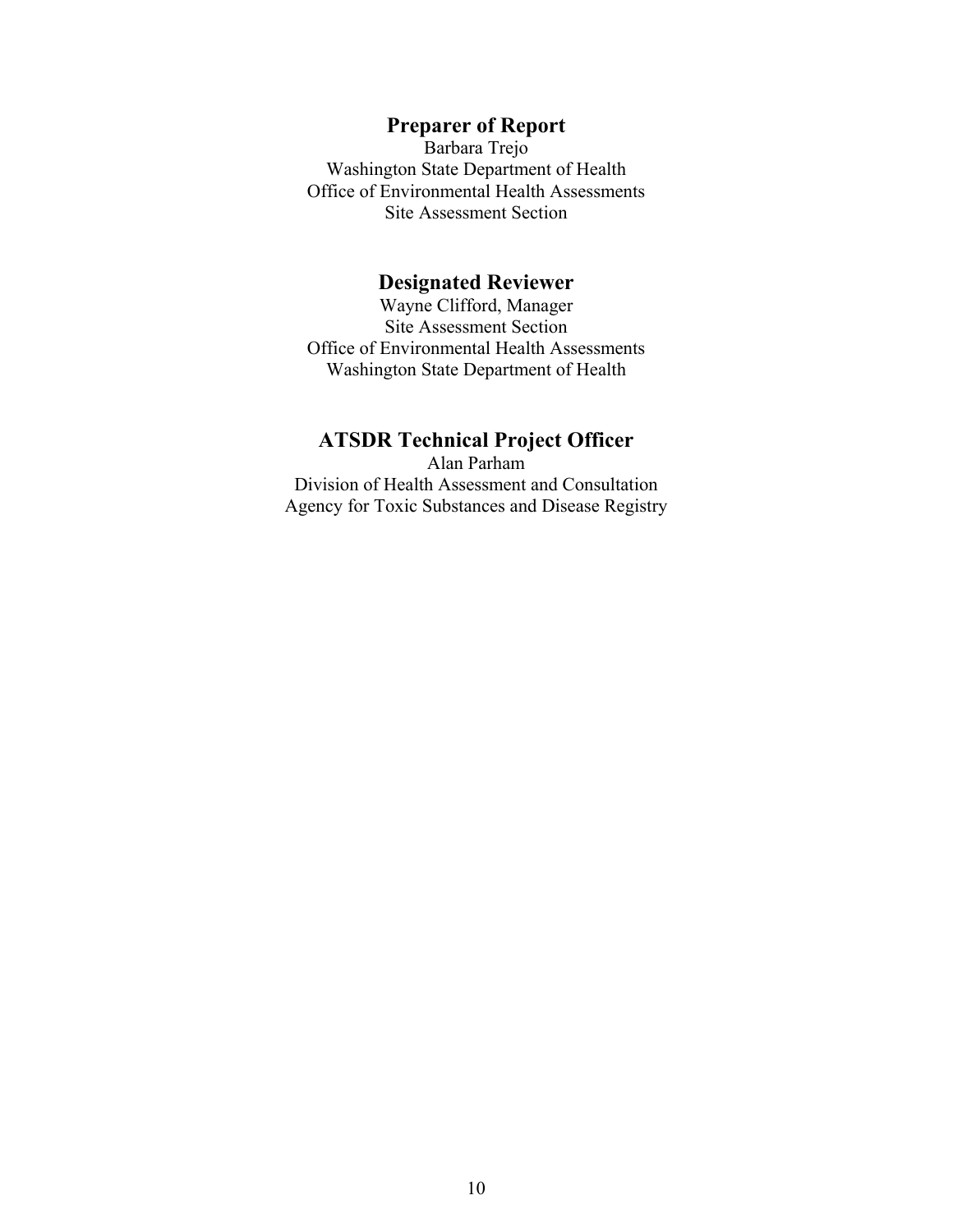## Preparer of Report

Barbara Trejo
Washington State Department of Health
Office of Environmental Health Assessments
Site Assessment Section

## Designated Reviewer

Wayne Clifford, Manager
Site Assessment Section
Office of Environmental Health Assessments
Washington State Department of Health

## ATSDR Technical Project Officer

Alan Parham
Division of Health Assessment and Consultation
Agency for Toxic Substances and Disease Registry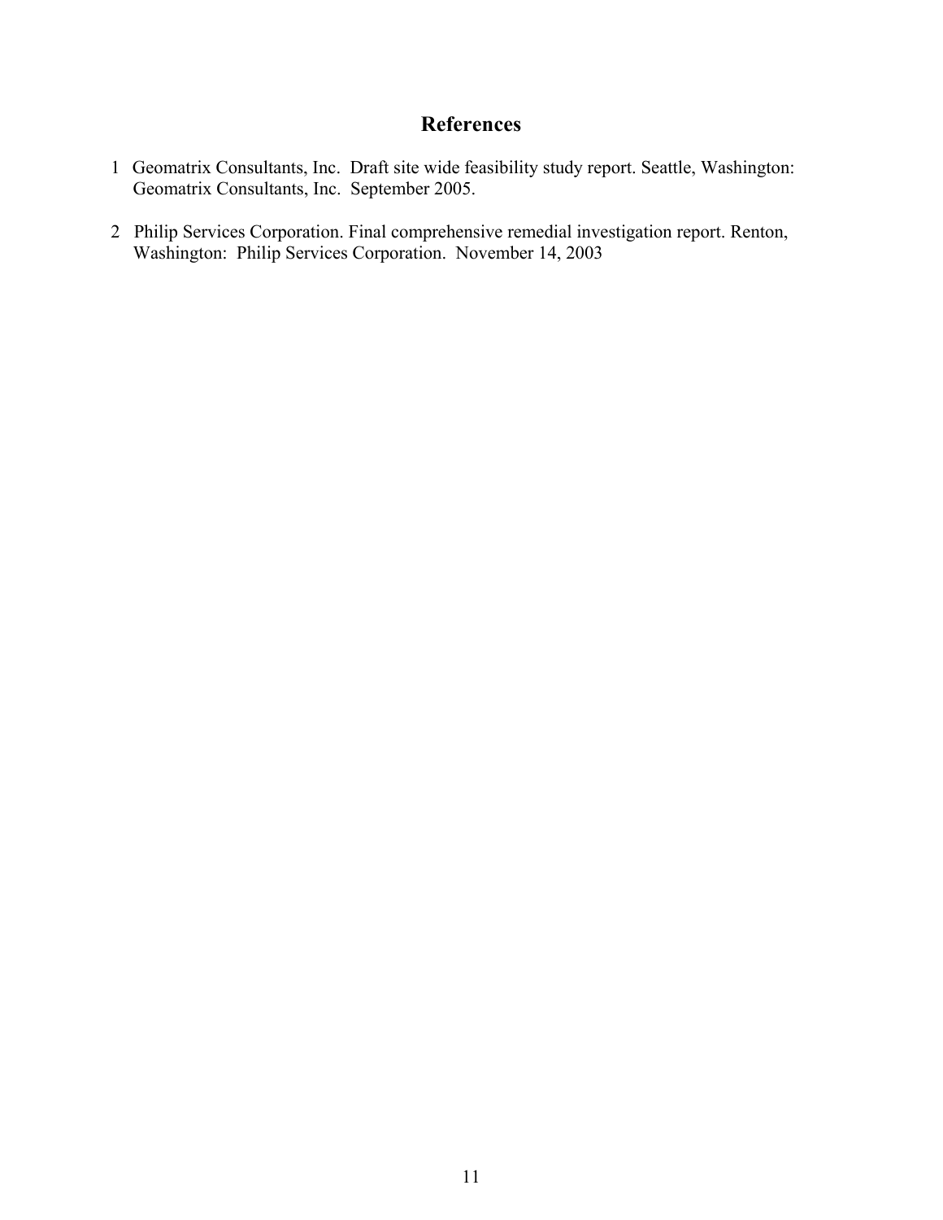## References

1. Geomatrix Consultants, Inc. Draft site wide feasibility study report. Seattle, Washington: Geomatrix Consultants, Inc. September 2005.

2. Philip Services Corporation. Final comprehensive remedial investigation report. Renton, Washington: Philip Services Corporation. November 14, 2003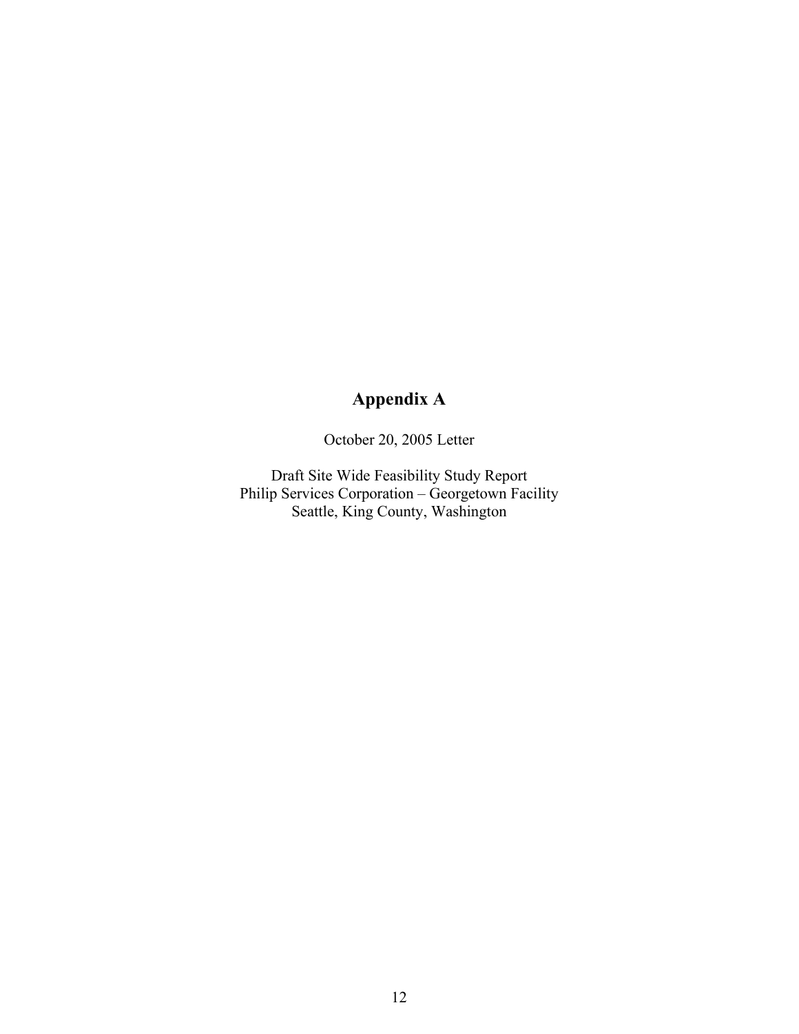# Appendix A

October 20, 2005 Letter

Draft Site Wide Feasibility Study Report
Philip Services Corporation – Georgetown Facility
Seattle, King County, Washington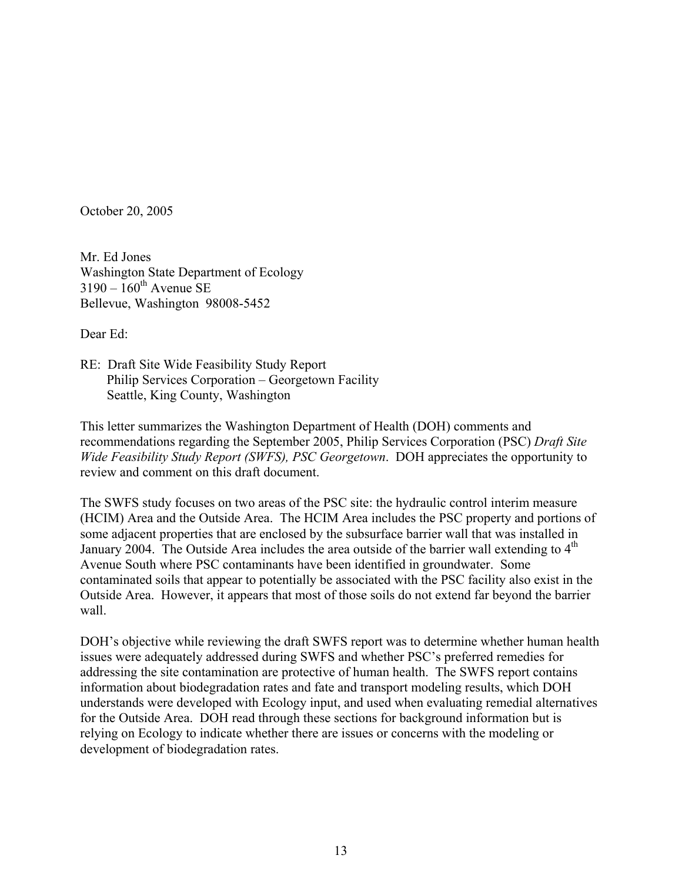October 20, 2005

Mr. Ed Jones
Washington State Department of Ecology
3190 – 160th Avenue SE
Bellevue, Washington 98008-5452

Dear Ed:

RE: Draft Site Wide Feasibility Study Report
Philip Services Corporation – Georgetown Facility
Seattle, King County, Washington

This letter summarizes the Washington Department of Health (DOH) comments and recommendations regarding the September 2005, Philip Services Corporation (PSC) *Draft Site Wide Feasibility Study Report (SWFS), PSC Georgetown*. DOH appreciates the opportunity to review and comment on this draft document.

The SWFS study focuses on two areas of the PSC site: the hydraulic control interim measure (HCIM) Area and the Outside Area. The HCIM Area includes the PSC property and portions of some adjacent properties that are enclosed by the subsurface barrier wall that was installed in January 2004. The Outside Area includes the area outside of the barrier wall extending to 4th Avenue South where PSC contaminants have been identified in groundwater. Some contaminated soils that appear to potentially be associated with the PSC facility also exist in the Outside Area. However, it appears that most of those soils do not extend far beyond the barrier wall.

DOH's objective while reviewing the draft SWFS report was to determine whether human health issues were adequately addressed during SWFS and whether PSC's preferred remedies for addressing the site contamination are protective of human health. The SWFS report contains information about biodegradation rates and fate and transport modeling results, which DOH understands were developed with Ecology input, and used when evaluating remedial alternatives for the Outside Area. DOH read through these sections for background information but is relying on Ecology to indicate whether there are issues or concerns with the modeling or development of biodegradation rates.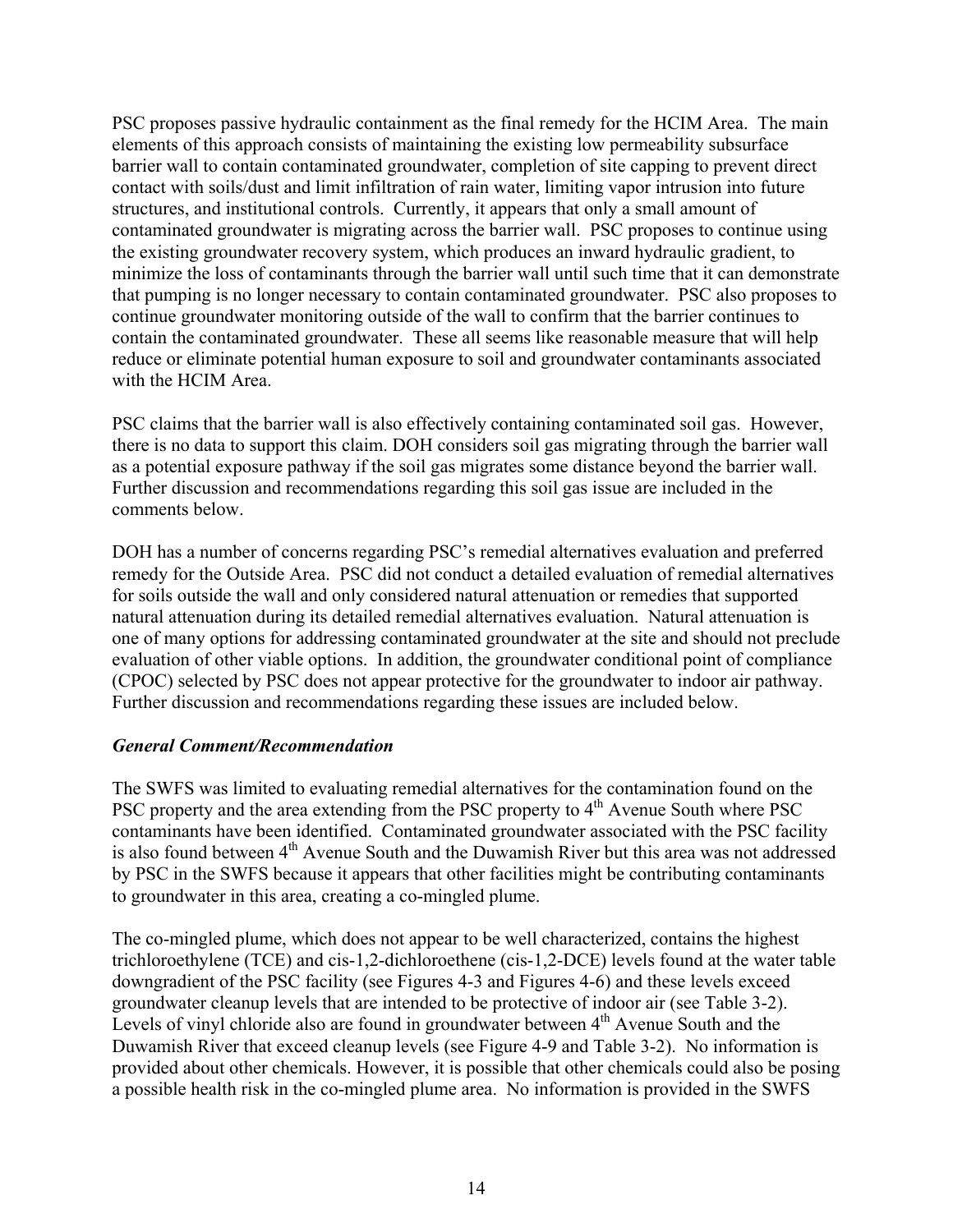PSC proposes passive hydraulic containment as the final remedy for the HCIM Area. The main elements of this approach consists of maintaining the existing low permeability subsurface barrier wall to contain contaminated groundwater, completion of site capping to prevent direct contact with soils/dust and limit infiltration of rain water, limiting vapor intrusion into future structures, and institutional controls. Currently, it appears that only a small amount of contaminated groundwater is migrating across the barrier wall. PSC proposes to continue using the existing groundwater recovery system, which produces an inward hydraulic gradient, to minimize the loss of contaminants through the barrier wall until such time that it can demonstrate that pumping is no longer necessary to contain contaminated groundwater. PSC also proposes to continue groundwater monitoring outside of the wall to confirm that the barrier continues to contain the contaminated groundwater. These all seems like reasonable measure that will help reduce or eliminate potential human exposure to soil and groundwater contaminants associated with the HCIM Area.

PSC claims that the barrier wall is also effectively containing contaminated soil gas. However, there is no data to support this claim. DOH considers soil gas migrating through the barrier wall as a potential exposure pathway if the soil gas migrates some distance beyond the barrier wall. Further discussion and recommendations regarding this soil gas issue are included in the comments below.

DOH has a number of concerns regarding PSC's remedial alternatives evaluation and preferred remedy for the Outside Area. PSC did not conduct a detailed evaluation of remedial alternatives for soils outside the wall and only considered natural attenuation or remedies that supported natural attenuation during its detailed remedial alternatives evaluation. Natural attenuation is one of many options for addressing contaminated groundwater at the site and should not preclude evaluation of other viable options. In addition, the groundwater conditional point of compliance (CPOC) selected by PSC does not appear protective for the groundwater to indoor air pathway. Further discussion and recommendations regarding these issues are included below.

### *General Comment/Recommendation*

The SWFS was limited to evaluating remedial alternatives for the contamination found on the PSC property and the area extending from the PSC property to 4th Avenue South where PSC contaminants have been identified. Contaminated groundwater associated with the PSC facility is also found between 4th Avenue South and the Duwamish River but this area was not addressed by PSC in the SWFS because it appears that other facilities might be contributing contaminants to groundwater in this area, creating a co-mingled plume.

The co-mingled plume, which does not appear to be well characterized, contains the highest trichloroethylene (TCE) and cis-1,2-dichloroethene (cis-1,2-DCE) levels found at the water table downgradient of the PSC facility (see Figures 4-3 and Figures 4-6) and these levels exceed groundwater cleanup levels that are intended to be protective of indoor air (see Table 3-2). Levels of vinyl chloride also are found in groundwater between 4th Avenue South and the Duwamish River that exceed cleanup levels (see Figure 4-9 and Table 3-2). No information is provided about other chemicals. However, it is possible that other chemicals could also be posing a possible health risk in the co-mingled plume area. No information is provided in the SWFS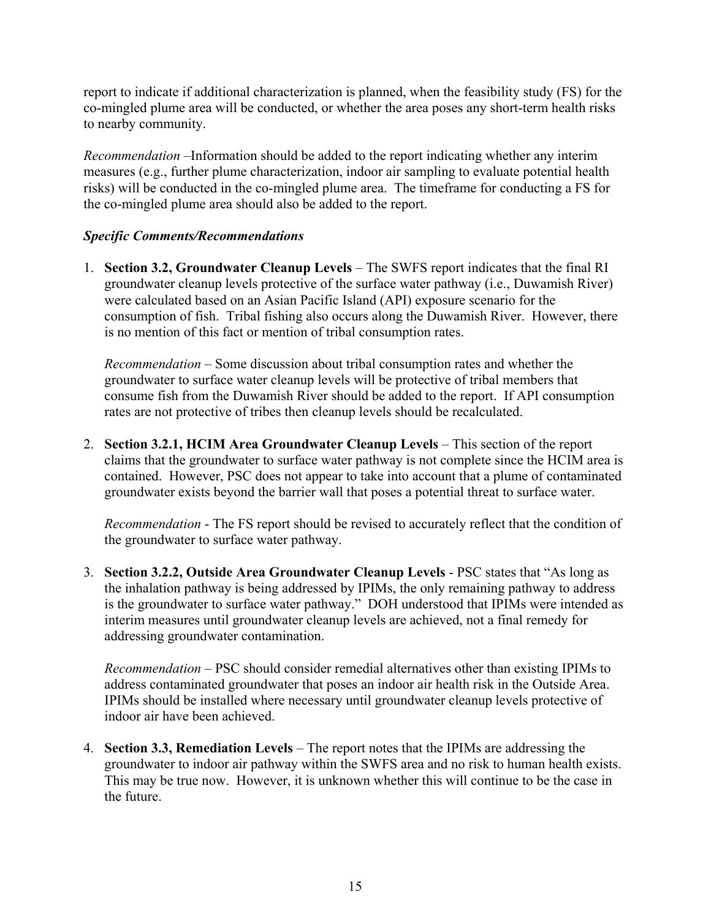report to indicate if additional characterization is planned, when the feasibility study (FS) for the co-mingled plume area will be conducted, or whether the area poses any short-term health risks to nearby community.

*Recommendation* –Information should be added to the report indicating whether any interim measures (e.g., further plume characterization, indoor air sampling to evaluate potential health risks) will be conducted in the co-mingled plume area. The timeframe for conducting a FS for the co-mingled plume area should also be added to the report.

***Specific Comments/Recommendations***

1. **Section 3.2, Groundwater Cleanup Levels** – The SWFS report indicates that the final RI groundwater cleanup levels protective of the surface water pathway (i.e., Duwamish River) were calculated based on an Asian Pacific Island (API) exposure scenario for the consumption of fish. Tribal fishing also occurs along the Duwamish River. However, there is no mention of this fact or mention of tribal consumption rates.

   *Recommendation* – Some discussion about tribal consumption rates and whether the groundwater to surface water cleanup levels will be protective of tribal members that consume fish from the Duwamish River should be added to the report. If API consumption rates are not protective of tribes then cleanup levels should be recalculated.

2. **Section 3.2.1, HCIM Area Groundwater Cleanup Levels** – This section of the report claims that the groundwater to surface water pathway is not complete since the HCIM area is contained. However, PSC does not appear to take into account that a plume of contaminated groundwater exists beyond the barrier wall that poses a potential threat to surface water.

   *Recommendation* - The FS report should be revised to accurately reflect that the condition of the groundwater to surface water pathway.

3. **Section 3.2.2, Outside Area Groundwater Cleanup Levels** - PSC states that "As long as the inhalation pathway is being addressed by IPIMs, the only remaining pathway to address is the groundwater to surface water pathway." DOH understood that IPIMs were intended as interim measures until groundwater cleanup levels are achieved, not a final remedy for addressing groundwater contamination.

   *Recommendation* – PSC should consider remedial alternatives other than existing IPIMs to address contaminated groundwater that poses an indoor air health risk in the Outside Area. IPIMs should be installed where necessary until groundwater cleanup levels protective of indoor air have been achieved.

4. **Section 3.3, Remediation Levels** – The report notes that the IPIMs are addressing the groundwater to indoor air pathway within the SWFS area and no risk to human health exists. This may be true now. However, it is unknown whether this will continue to be the case in the future.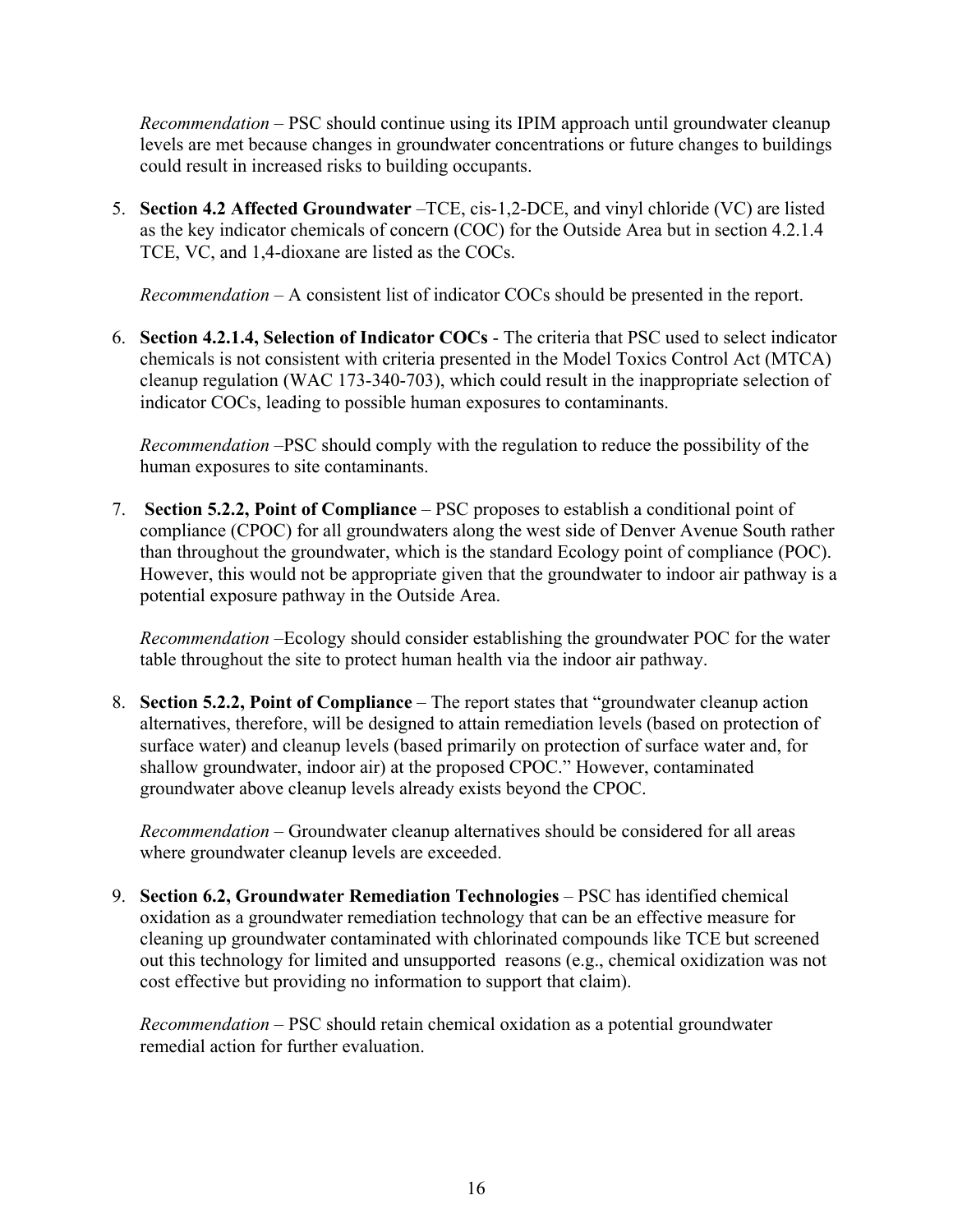*Recommendation* – PSC should continue using its IPIM approach until groundwater cleanup levels are met because changes in groundwater concentrations or future changes to buildings could result in increased risks to building occupants.

5. **Section 4.2 Affected Groundwater** –TCE, cis-1,2-DCE, and vinyl chloride (VC) are listed as the key indicator chemicals of concern (COC) for the Outside Area but in section 4.2.1.4 TCE, VC, and 1,4-dioxane are listed as the COCs.

   *Recommendation* – A consistent list of indicator COCs should be presented in the report.

6. **Section 4.2.1.4, Selection of Indicator COCs** - The criteria that PSC used to select indicator chemicals is not consistent with criteria presented in the Model Toxics Control Act (MTCA) cleanup regulation (WAC 173-340-703), which could result in the inappropriate selection of indicator COCs, leading to possible human exposures to contaminants.

   *Recommendation* –PSC should comply with the regulation to reduce the possibility of the human exposures to site contaminants.

7. **Section 5.2.2, Point of Compliance** – PSC proposes to establish a conditional point of compliance (CPOC) for all groundwaters along the west side of Denver Avenue South rather than throughout the groundwater, which is the standard Ecology point of compliance (POC). However, this would not be appropriate given that the groundwater to indoor air pathway is a potential exposure pathway in the Outside Area.

   *Recommendation* –Ecology should consider establishing the groundwater POC for the water table throughout the site to protect human health via the indoor air pathway.

8. **Section 5.2.2, Point of Compliance** – The report states that "groundwater cleanup action alternatives, therefore, will be designed to attain remediation levels (based on protection of surface water) and cleanup levels (based primarily on protection of surface water and, for shallow groundwater, indoor air) at the proposed CPOC." However, contaminated groundwater above cleanup levels already exists beyond the CPOC.

   *Recommendation* – Groundwater cleanup alternatives should be considered for all areas where groundwater cleanup levels are exceeded.

9. **Section 6.2, Groundwater Remediation Technologies** – PSC has identified chemical oxidation as a groundwater remediation technology that can be an effective measure for cleaning up groundwater contaminated with chlorinated compounds like TCE but screened out this technology for limited and unsupported reasons (e.g., chemical oxidization was not cost effective but providing no information to support that claim).

   *Recommendation* – PSC should retain chemical oxidation as a potential groundwater remedial action for further evaluation.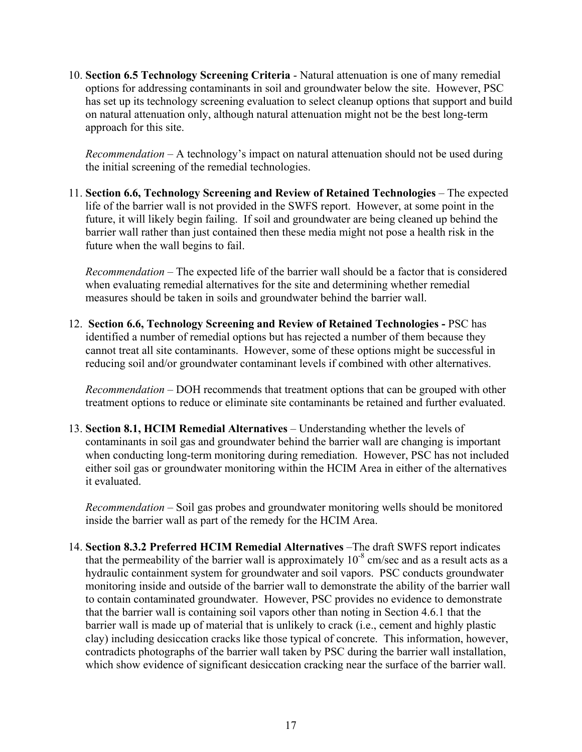10. **Section 6.5 Technology Screening Criteria** - Natural attenuation is one of many remedial options for addressing contaminants in soil and groundwater below the site. However, PSC has set up its technology screening evaluation to select cleanup options that support and build on natural attenuation only, although natural attenuation might not be the best long-term approach for this site.

    *Recommendation* – A technology's impact on natural attenuation should not be used during the initial screening of the remedial technologies.

11. **Section 6.6, Technology Screening and Review of Retained Technologies** – The expected life of the barrier wall is not provided in the SWFS report. However, at some point in the future, it will likely begin failing. If soil and groundwater are being cleaned up behind the barrier wall rather than just contained then these media might not pose a health risk in the future when the wall begins to fail.

    *Recommendation* – The expected life of the barrier wall should be a factor that is considered when evaluating remedial alternatives for the site and determining whether remedial measures should be taken in soils and groundwater behind the barrier wall.

12. **Section 6.6, Technology Screening and Review of Retained Technologies -** PSC has identified a number of remedial options but has rejected a number of them because they cannot treat all site contaminants. However, some of these options might be successful in reducing soil and/or groundwater contaminant levels if combined with other alternatives.

    *Recommendation* – DOH recommends that treatment options that can be grouped with other treatment options to reduce or eliminate site contaminants be retained and further evaluated.

13. **Section 8.1, HCIM Remedial Alternatives** – Understanding whether the levels of contaminants in soil gas and groundwater behind the barrier wall are changing is important when conducting long-term monitoring during remediation. However, PSC has not included either soil gas or groundwater monitoring within the HCIM Area in either of the alternatives it evaluated.

    *Recommendation* – Soil gas probes and groundwater monitoring wells should be monitored inside the barrier wall as part of the remedy for the HCIM Area.

14. **Section 8.3.2 Preferred HCIM Remedial Alternatives** –The draft SWFS report indicates that the permeability of the barrier wall is approximately $10^{-8}$ cm/sec and as a result acts as a hydraulic containment system for groundwater and soil vapors. PSC conducts groundwater monitoring inside and outside of the barrier wall to demonstrate the ability of the barrier wall to contain contaminated groundwater. However, PSC provides no evidence to demonstrate that the barrier wall is containing soil vapors other than noting in Section 4.6.1 that the barrier wall is made up of material that is unlikely to crack (i.e., cement and highly plastic clay) including desiccation cracks like those typical of concrete. This information, however, contradicts photographs of the barrier wall taken by PSC during the barrier wall installation, which show evidence of significant desiccation cracking near the surface of the barrier wall.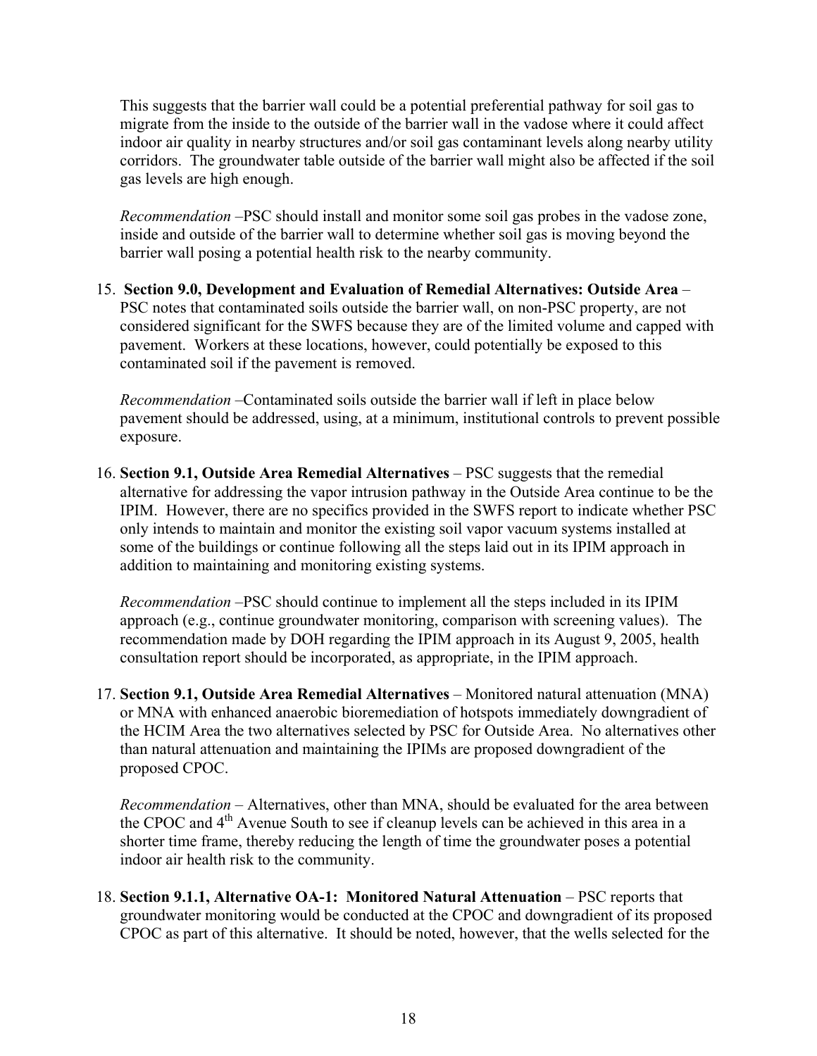This suggests that the barrier wall could be a potential preferential pathway for soil gas to migrate from the inside to the outside of the barrier wall in the vadose where it could affect indoor air quality in nearby structures and/or soil gas contaminant levels along nearby utility corridors. The groundwater table outside of the barrier wall might also be affected if the soil gas levels are high enough.

*Recommendation* –PSC should install and monitor some soil gas probes in the vadose zone, inside and outside of the barrier wall to determine whether soil gas is moving beyond the barrier wall posing a potential health risk to the nearby community.

15. **Section 9.0, Development and Evaluation of Remedial Alternatives: Outside Area** – PSC notes that contaminated soils outside the barrier wall, on non-PSC property, are not considered significant for the SWFS because they are of the limited volume and capped with pavement. Workers at these locations, however, could potentially be exposed to this contaminated soil if the pavement is removed.

    *Recommendation* –Contaminated soils outside the barrier wall if left in place below pavement should be addressed, using, at a minimum, institutional controls to prevent possible exposure.

16. **Section 9.1, Outside Area Remedial Alternatives** – PSC suggests that the remedial alternative for addressing the vapor intrusion pathway in the Outside Area continue to be the IPIM. However, there are no specifics provided in the SWFS report to indicate whether PSC only intends to maintain and monitor the existing soil vapor vacuum systems installed at some of the buildings or continue following all the steps laid out in its IPIM approach in addition to maintaining and monitoring existing systems.

    *Recommendation* –PSC should continue to implement all the steps included in its IPIM approach (e.g., continue groundwater monitoring, comparison with screening values). The recommendation made by DOH regarding the IPIM approach in its August 9, 2005, health consultation report should be incorporated, as appropriate, in the IPIM approach.

17. **Section 9.1, Outside Area Remedial Alternatives** – Monitored natural attenuation (MNA) or MNA with enhanced anaerobic bioremediation of hotspots immediately downgradient of the HCIM Area the two alternatives selected by PSC for Outside Area. No alternatives other than natural attenuation and maintaining the IPIMs are proposed downgradient of the proposed CPOC.

    *Recommendation* – Alternatives, other than MNA, should be evaluated for the area between the CPOC and 4th Avenue South to see if cleanup levels can be achieved in this area in a shorter time frame, thereby reducing the length of time the groundwater poses a potential indoor air health risk to the community.

18. **Section 9.1.1, Alternative OA-1: Monitored Natural Attenuation** – PSC reports that groundwater monitoring would be conducted at the CPOC and downgradient of its proposed CPOC as part of this alternative. It should be noted, however, that the wells selected for the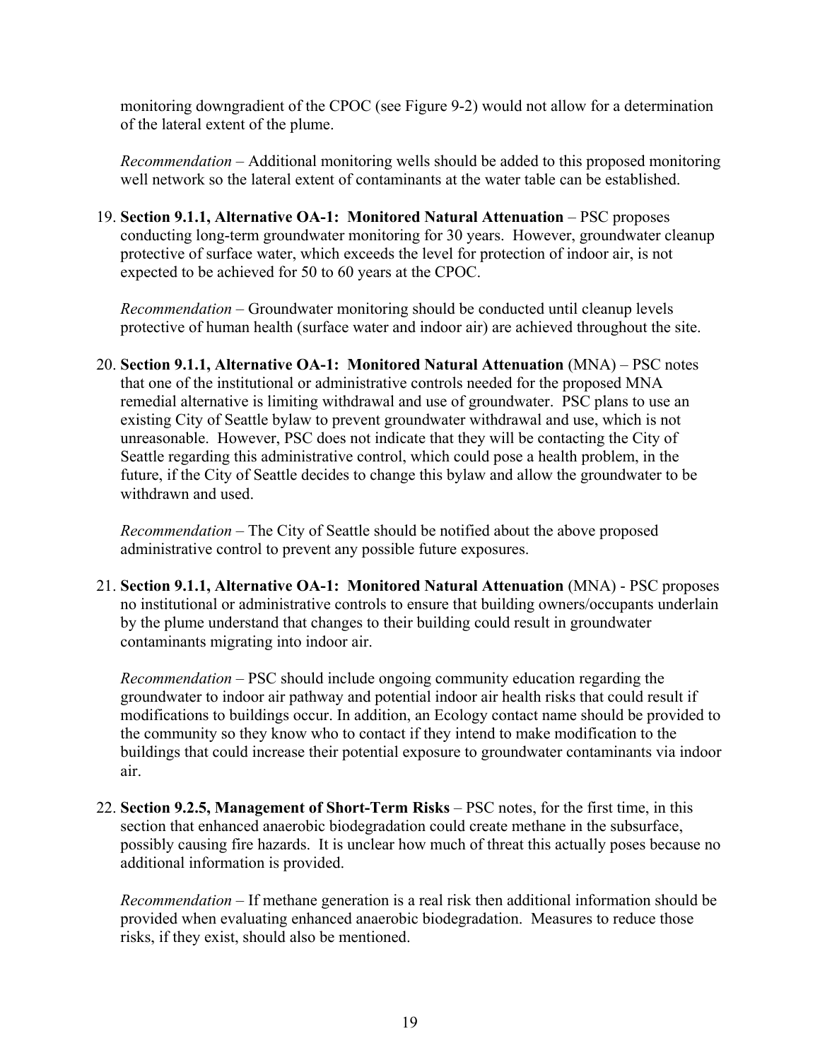monitoring downgradient of the CPOC (see Figure 9-2) would not allow for a determination of the lateral extent of the plume.

*Recommendation* – Additional monitoring wells should be added to this proposed monitoring well network so the lateral extent of contaminants at the water table can be established.

19. **Section 9.1.1, Alternative OA-1: Monitored Natural Attenuation** – PSC proposes conducting long-term groundwater monitoring for 30 years. However, groundwater cleanup protective of surface water, which exceeds the level for protection of indoor air, is not expected to be achieved for 50 to 60 years at the CPOC.

    *Recommendation* – Groundwater monitoring should be conducted until cleanup levels protective of human health (surface water and indoor air) are achieved throughout the site.

20. **Section 9.1.1, Alternative OA-1: Monitored Natural Attenuation** (MNA) – PSC notes that one of the institutional or administrative controls needed for the proposed MNA remedial alternative is limiting withdrawal and use of groundwater. PSC plans to use an existing City of Seattle bylaw to prevent groundwater withdrawal and use, which is not unreasonable. However, PSC does not indicate that they will be contacting the City of Seattle regarding this administrative control, which could pose a health problem, in the future, if the City of Seattle decides to change this bylaw and allow the groundwater to be withdrawn and used.

    *Recommendation* – The City of Seattle should be notified about the above proposed administrative control to prevent any possible future exposures.

21. **Section 9.1.1, Alternative OA-1: Monitored Natural Attenuation** (MNA) - PSC proposes no institutional or administrative controls to ensure that building owners/occupants underlain by the plume understand that changes to their building could result in groundwater contaminants migrating into indoor air.

    *Recommendation* – PSC should include ongoing community education regarding the groundwater to indoor air pathway and potential indoor air health risks that could result if modifications to buildings occur. In addition, an Ecology contact name should be provided to the community so they know who to contact if they intend to make modification to the buildings that could increase their potential exposure to groundwater contaminants via indoor air.

22. **Section 9.2.5, Management of Short-Term Risks** – PSC notes, for the first time, in this section that enhanced anaerobic biodegradation could create methane in the subsurface, possibly causing fire hazards. It is unclear how much of threat this actually poses because no additional information is provided.

    *Recommendation* – If methane generation is a real risk then additional information should be provided when evaluating enhanced anaerobic biodegradation. Measures to reduce those risks, if they exist, should also be mentioned.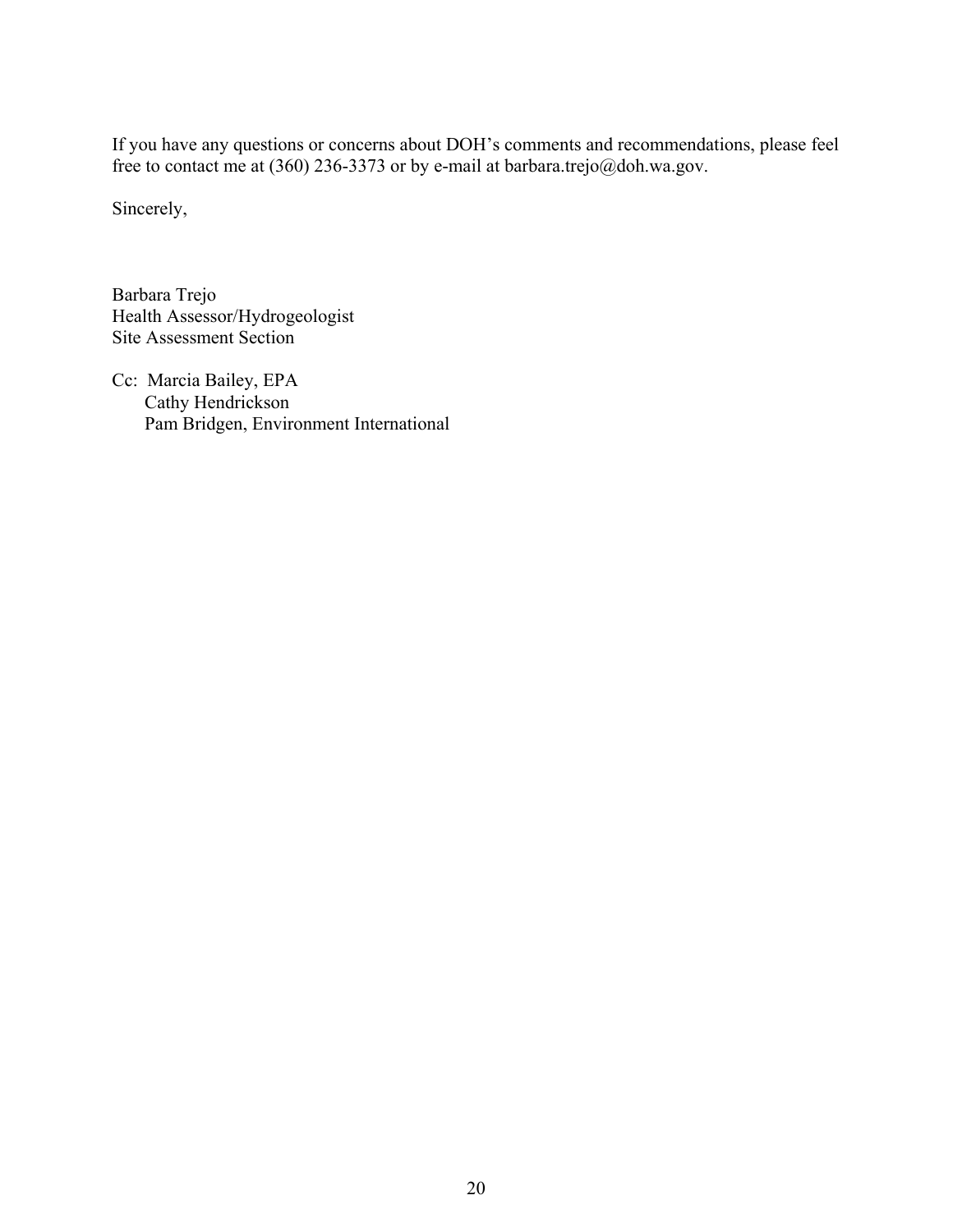If you have any questions or concerns about DOH's comments and recommendations, please feel free to contact me at (360) 236-3373 or by e-mail at barbara.trejo@doh.wa.gov.

Sincerely,

Barbara Trejo
Health Assessor/Hydrogeologist
Site Assessment Section

Cc: Marcia Bailey, EPA
Cathy Hendrickson
Pam Bridgen, Environment International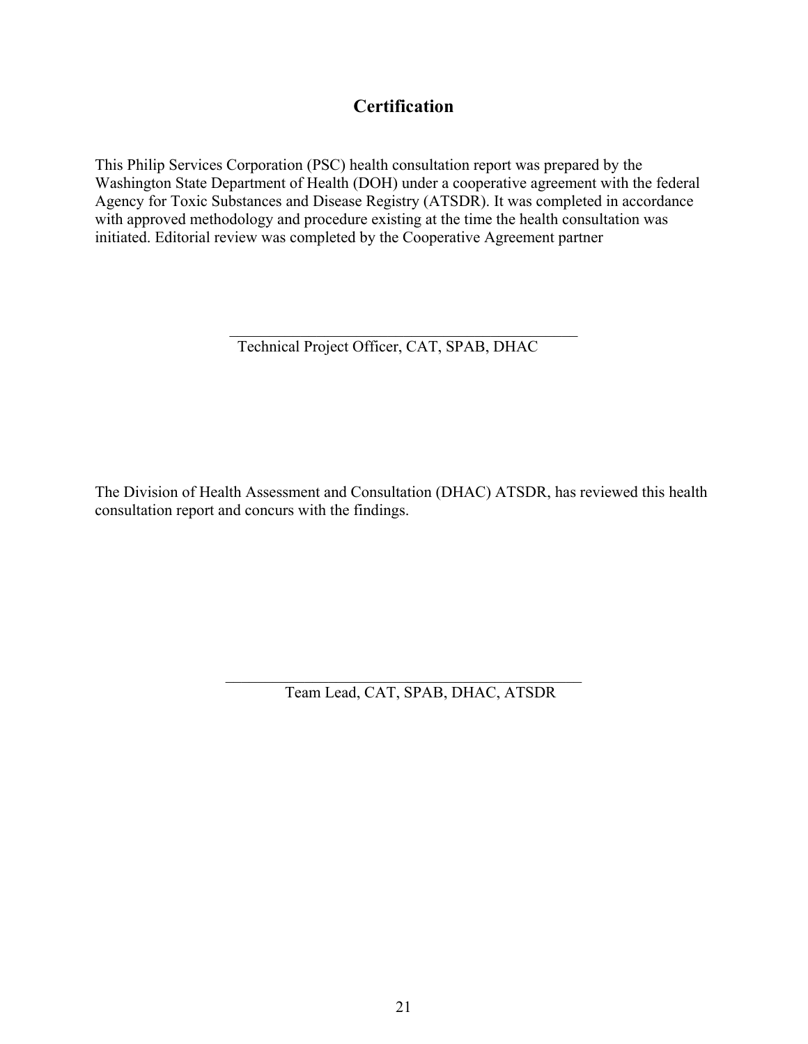# Certification

This Philip Services Corporation (PSC) health consultation report was prepared by the Washington State Department of Health (DOH) under a cooperative agreement with the federal Agency for Toxic Substances and Disease Registry (ATSDR). It was completed in accordance with approved methodology and procedure existing at the time the health consultation was initiated. Editorial review was completed by the Cooperative Agreement partner

\_\_\_\_\_\_\_\_\_\_\_\_\_\_\_\_\_\_\_\_\_\_\_\_\_\_\_\_\_\_\_\_\_\_\_\_\_\_\_\_\_\_\_\_

Technical Project Officer, CAT, SPAB, DHAC

The Division of Health Assessment and Consultation (DHAC) ATSDR, has reviewed this health consultation report and concurs with the findings.

\_\_\_\_\_\_\_\_\_\_\_\_\_\_\_\_\_\_\_\_\_\_\_\_\_\_\_\_\_\_\_\_\_\_\_\_\_\_\_\_\_\_\_\_

Team Lead, CAT, SPAB, DHAC, ATSDR